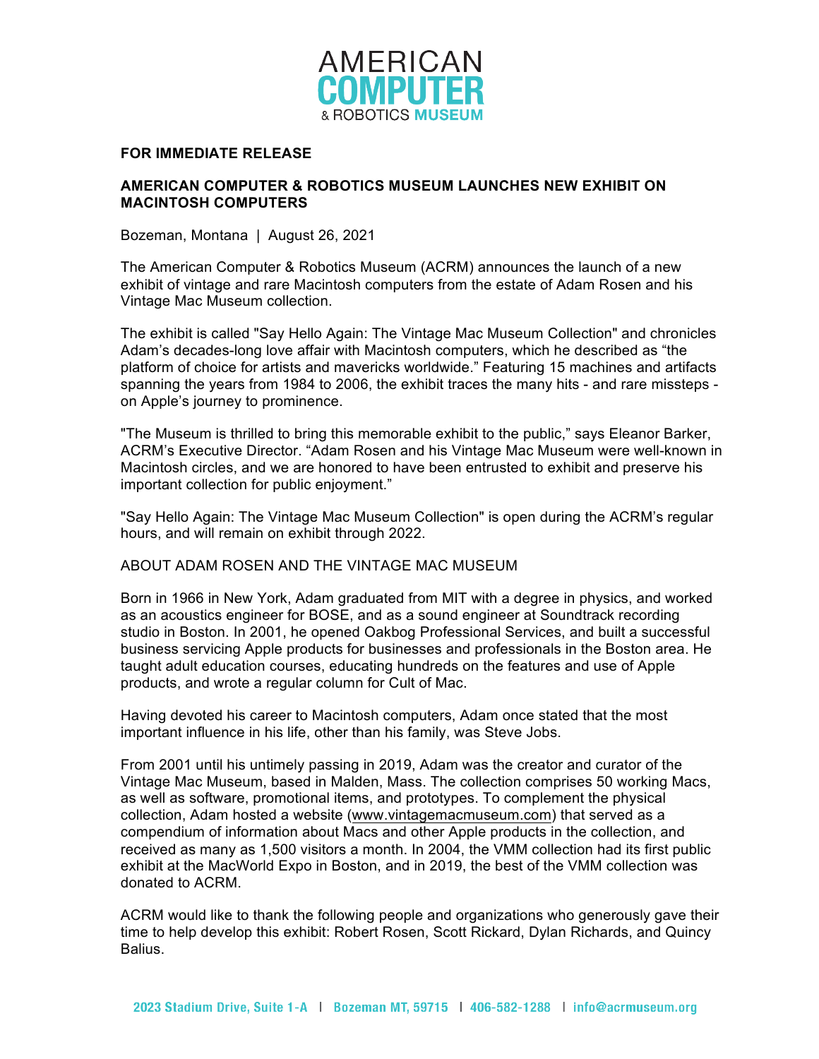AMERICAN COMPUTER & ROBOTICS MUSEUM

**FOR IMMEDIATE RELEASE**

## AMERICAN COMPUTER & ROBOTICS MUSEUM LAUNCHES NEW EXHIBIT ON MACINTOSH COMPUTERS

Bozeman, Montana | August 26, 2021

The American Computer & Robotics Museum (ACRM) announces the launch of a new exhibit of vintage and rare Macintosh computers from the estate of Adam Rosen and his Vintage Mac Museum collection.

The exhibit is called "Say Hello Again: The Vintage Mac Museum Collection" and chronicles Adam's decades-long love affair with Macintosh computers, which he described as "the platform of choice for artists and mavericks worldwide." Featuring 15 machines and artifacts spanning the years from 1984 to 2006, the exhibit traces the many hits - and rare missteps - on Apple's journey to prominence.

"The Museum is thrilled to bring this memorable exhibit to the public," says Eleanor Barker, ACRM's Executive Director. "Adam Rosen and his Vintage Mac Museum were well-known in Macintosh circles, and we are honored to have been entrusted to exhibit and preserve his important collection for public enjoyment."

"Say Hello Again: The Vintage Mac Museum Collection" is open during the ACRM's regular hours, and will remain on exhibit through 2022.

ABOUT ADAM ROSEN AND THE VINTAGE MAC MUSEUM

Born in 1966 in New York, Adam graduated from MIT with a degree in physics, and worked as an acoustics engineer for BOSE, and as a sound engineer at Soundtrack recording studio in Boston. In 2001, he opened Oakbog Professional Services, and built a successful business servicing Apple products for businesses and professionals in the Boston area. He taught adult education courses, educating hundreds on the features and use of Apple products, and wrote a regular column for Cult of Mac.

Having devoted his career to Macintosh computers, Adam once stated that the most important influence in his life, other than his family, was Steve Jobs.

From 2001 until his untimely passing in 2019, Adam was the creator and curator of the Vintage Mac Museum, based in Malden, Mass. The collection comprises 50 working Macs, as well as software, promotional items, and prototypes. To complement the physical collection, Adam hosted a website (www.vintagemacmuseum.com) that served as a compendium of information about Macs and other Apple products in the collection, and received as many as 1,500 visitors a month. In 2004, the VMM collection had its first public exhibit at the MacWorld Expo in Boston, and in 2019, the best of the VMM collection was donated to ACRM.

ACRM would like to thank the following people and organizations who generously gave their time to help develop this exhibit: Robert Rosen, Scott Rickard, Dylan Richards, and Quincy Balius.

2023 Stadium Drive, Suite 1-A | Bozeman MT, 59715 | 406-582-1288 | info@acrmuseum.org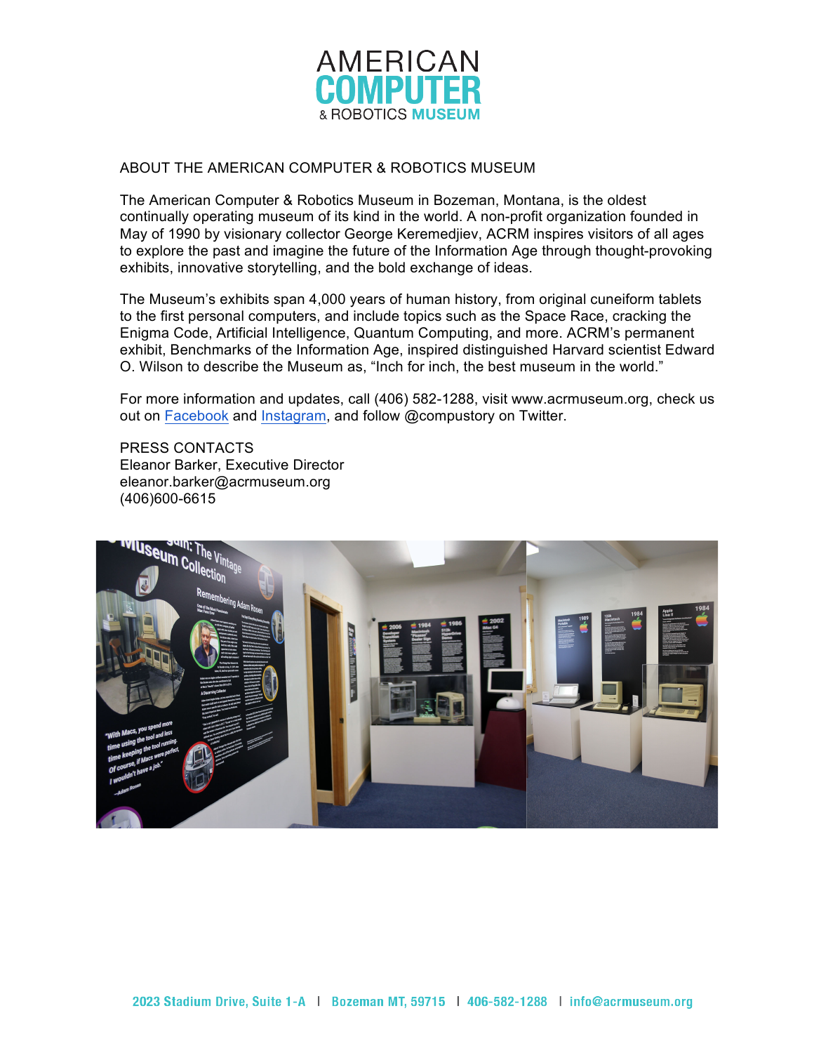# AMERICAN COMPUTER & ROBOTICS MUSEUM

## ABOUT THE AMERICAN COMPUTER & ROBOTICS MUSEUM

The American Computer & Robotics Museum in Bozeman, Montana, is the oldest continually operating museum of its kind in the world. A non-profit organization founded in May of 1990 by visionary collector George Keremedjiev, ACRM inspires visitors of all ages to explore the past and imagine the future of the Information Age through thought-provoking exhibits, innovative storytelling, and the bold exchange of ideas.

The Museum's exhibits span 4,000 years of human history, from original cuneiform tablets to the first personal computers, and include topics such as the Space Race, cracking the Enigma Code, Artificial Intelligence, Quantum Computing, and more. ACRM's permanent exhibit, Benchmarks of the Information Age, inspired distinguished Harvard scientist Edward O. Wilson to describe the Museum as, "Inch for inch, the best museum in the world."

For more information and updates, call (406) 582-1288, visit www.acrmuseum.org, check us out on Facebook and Instagram, and follow @compustory on Twitter.

PRESS CONTACTS
Eleanor Barker, Executive Director
eleanor.barker@acrmuseum.org
(406)600-6615